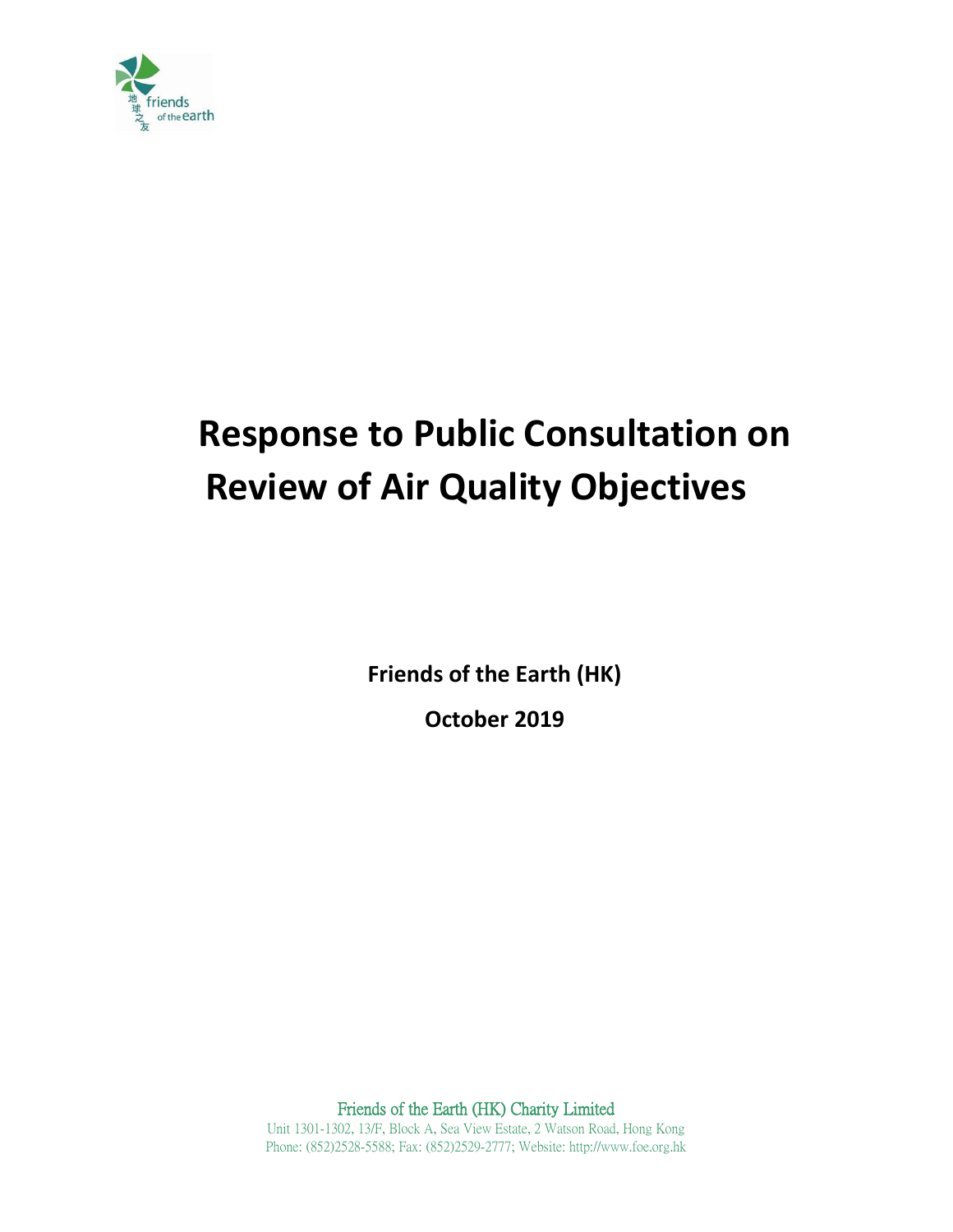# Response to Public Consultation on Review of Air Quality Objectives

**Friends of the Earth (HK)**

**October 2019**

Friends of the Earth (HK) Charity Limited

Unit 1301-1302, 13/F, Block A, Sea View Estate, 2 Watson Road, Hong Kong

Phone: (852)2528-5588; Fax: (852)2529-2777; Website: http://www.foe.org.hk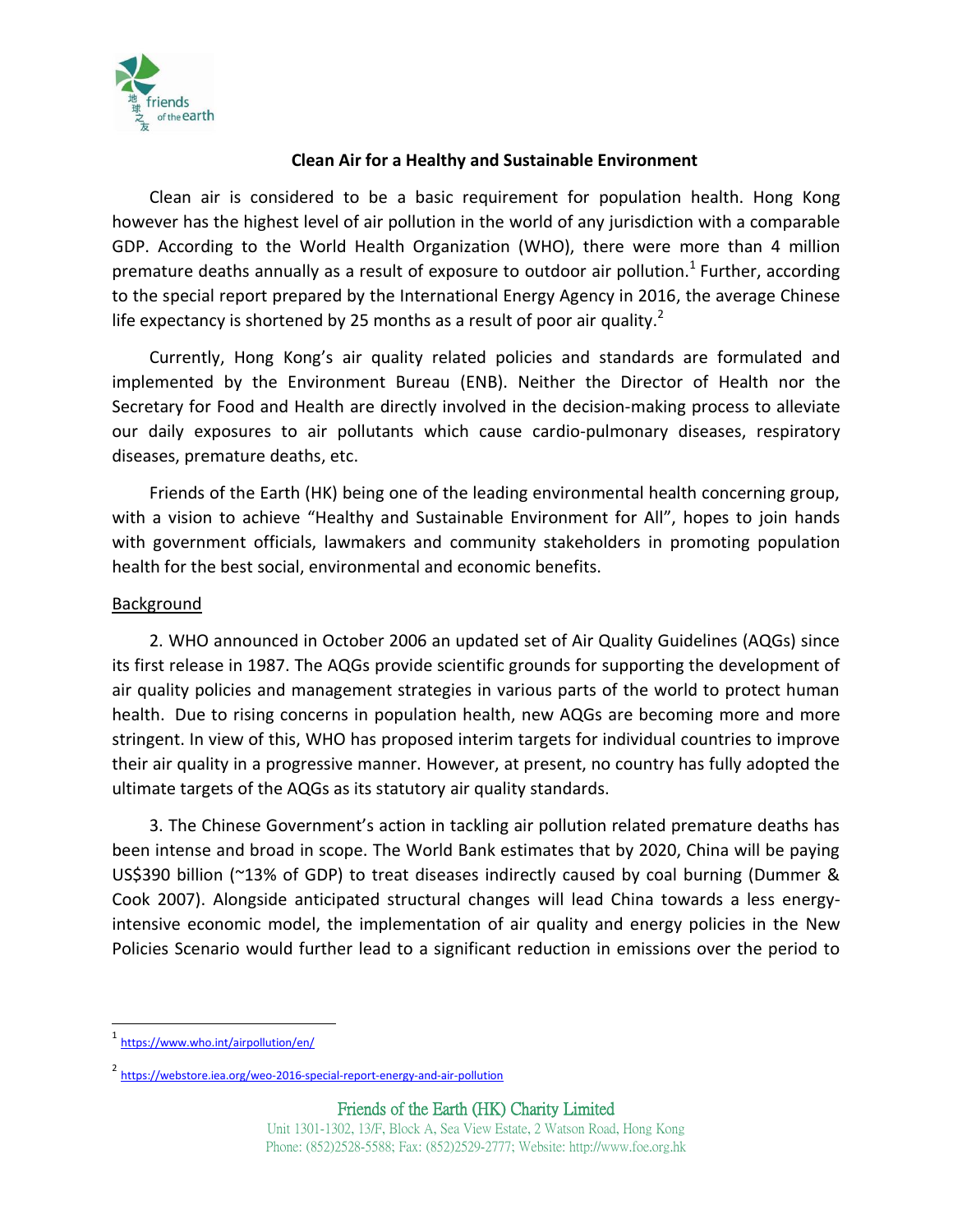**Clean Air for a Healthy and Sustainable Environment**

Clean air is considered to be a basic requirement for population health. Hong Kong however has the highest level of air pollution in the world of any jurisdiction with a comparable GDP. According to the World Health Organization (WHO), there were more than 4 million premature deaths annually as a result of exposure to outdoor air pollution.[1] Further, according to the special report prepared by the International Energy Agency in 2016, the average Chinese life expectancy is shortened by 25 months as a result of poor air quality.[2]

Currently, Hong Kong's air quality related policies and standards are formulated and implemented by the Environment Bureau (ENB). Neither the Director of Health nor the Secretary for Food and Health are directly involved in the decision-making process to alleviate our daily exposures to air pollutants which cause cardio-pulmonary diseases, respiratory diseases, premature deaths, etc.

Friends of the Earth (HK) being one of the leading environmental health concerning group, with a vision to achieve "Healthy and Sustainable Environment for All", hopes to join hands with government officials, lawmakers and community stakeholders in promoting population health for the best social, environmental and economic benefits.

## Background

2. WHO announced in October 2006 an updated set of Air Quality Guidelines (AQGs) since its first release in 1987. The AQGs provide scientific grounds for supporting the development of air quality policies and management strategies in various parts of the world to protect human health. Due to rising concerns in population health, new AQGs are becoming more and more stringent. In view of this, WHO has proposed interim targets for individual countries to improve their air quality in a progressive manner. However, at present, no country has fully adopted the ultimate targets of the AQGs as its statutory air quality standards.

3. The Chinese Government's action in tackling air pollution related premature deaths has been intense and broad in scope. The World Bank estimates that by 2020, China will be paying US$390 billion (~13% of GDP) to treat diseases indirectly caused by coal burning (Dummer & Cook 2007). Alongside anticipated structural changes will lead China towards a less energy-intensive economic model, the implementation of air quality and energy policies in the New Policies Scenario would further lead to a significant reduction in emissions over the period to

---

[1] https://www.who.int/airpollution/en/

[2] https://webstore.iea.org/weo-2016-special-report-energy-and-air-pollution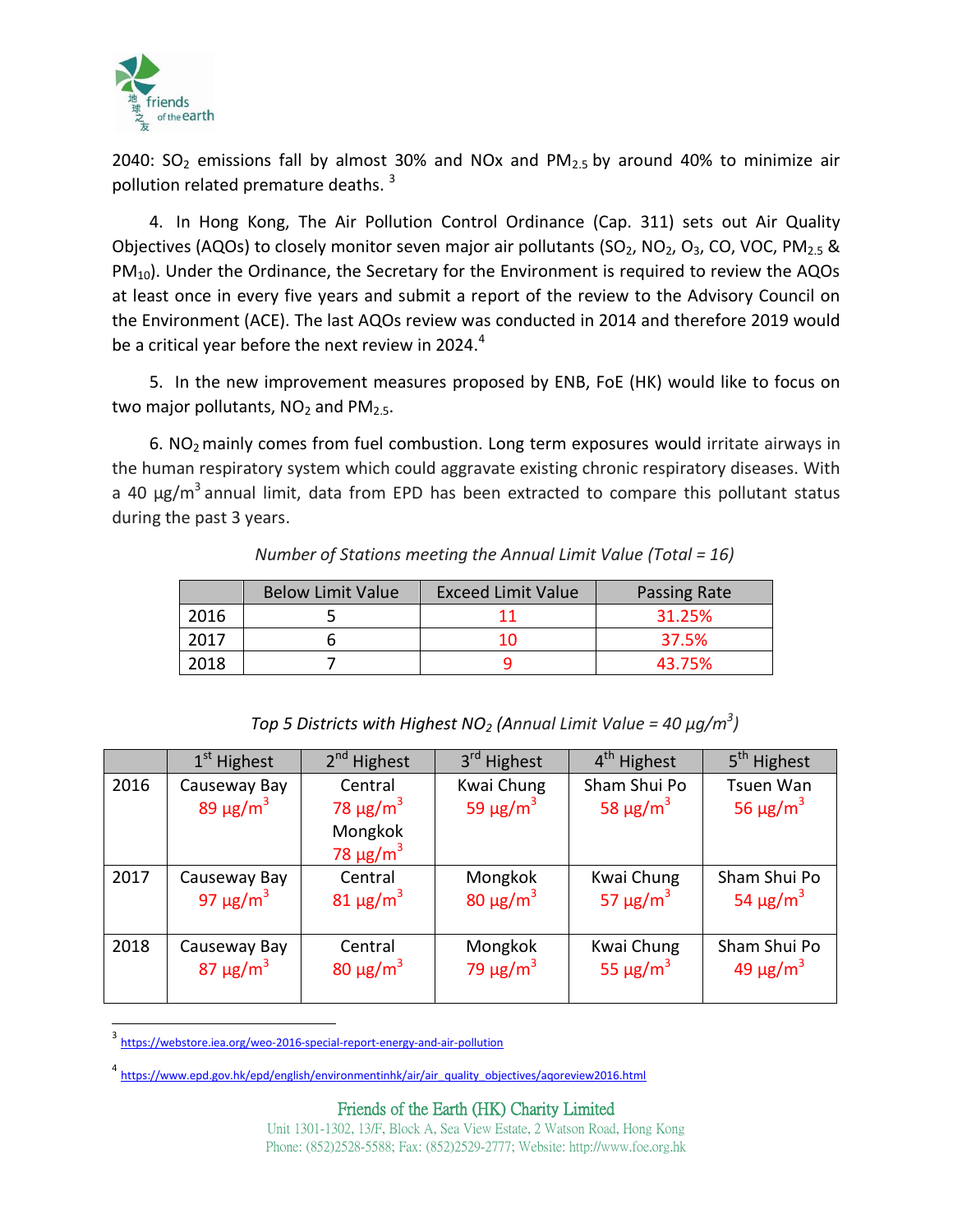2040: $SO_2$ emissions fall by almost 30% and NOx and $PM_{2.5}$ by around 40% to minimize air pollution related premature deaths. [3]

4. In Hong Kong, The Air Pollution Control Ordinance (Cap. 311) sets out Air Quality Objectives (AQOs) to closely monitor seven major air pollutants ($SO_2$, $NO_2$, $O_3$, CO, VOC, $PM_{2.5}$ & $PM_{10}$). Under the Ordinance, the Secretary for the Environment is required to review the AQOs at least once in every five years and submit a report of the review to the Advisory Council on the Environment (ACE). The last AQOs review was conducted in 2014 and therefore 2019 would be a critical year before the next review in 2024. [4]

5. In the new improvement measures proposed by ENB, FoE (HK) would like to focus on two major pollutants, $NO_2$ and $PM_{2.5}$.

6. $NO_2$ mainly comes from fuel combustion. Long term exposures would irritate airways in the human respiratory system which could aggravate existing chronic respiratory diseases. With a 40 μg/$m^3$ annual limit, data from EPD has been extracted to compare this pollutant status during the past 3 years.

*Number of Stations meeting the Annual Limit Value (Total = 16)*

| | Below Limit Value | Exceed Limit Value | Passing Rate |
|---|---|---|---|
| 2016 | 5 | 11 | 31.25% |
| 2017 | 6 | 10 | 37.5% |
| 2018 | 7 | 9 | 43.75% |

*Top 5 Districts with Highest $NO_2$ (Annual Limit Value = 40 μg/$m^3$)*

| | 1st Highest | 2nd Highest | 3rd Highest | 4th Highest | 5th Highest |
|---|---|---|---|---|---|
| 2016 | Causeway Bay 89 μg/$m^3$ | Central 78 μg/$m^3$ Mongkok 78 μg/$m^3$ | Kwai Chung 59 μg/$m^3$ | Sham Shui Po 58 μg/$m^3$ | Tsuen Wan 56 μg/$m^3$ |
| 2017 | Causeway Bay 97 μg/$m^3$ | Central 81 μg/$m^3$ | Mongkok 80 μg/$m^3$ | Kwai Chung 57 μg/$m^3$ | Sham Shui Po 54 μg/$m^3$ |
| 2018 | Causeway Bay 87 μg/$m^3$ | Central 80 μg/$m^3$ | Mongkok 79 μg/$m^3$ | Kwai Chung 55 μg/$m^3$ | Sham Shui Po 49 μg/$m^3$ |

[3] https://webstore.iea.org/weo-2016-special-report-energy-and-air-pollution

[4] https://www.epd.gov.hk/epd/english/environmentinhk/air/air_quality_objectives/aqoreview2016.html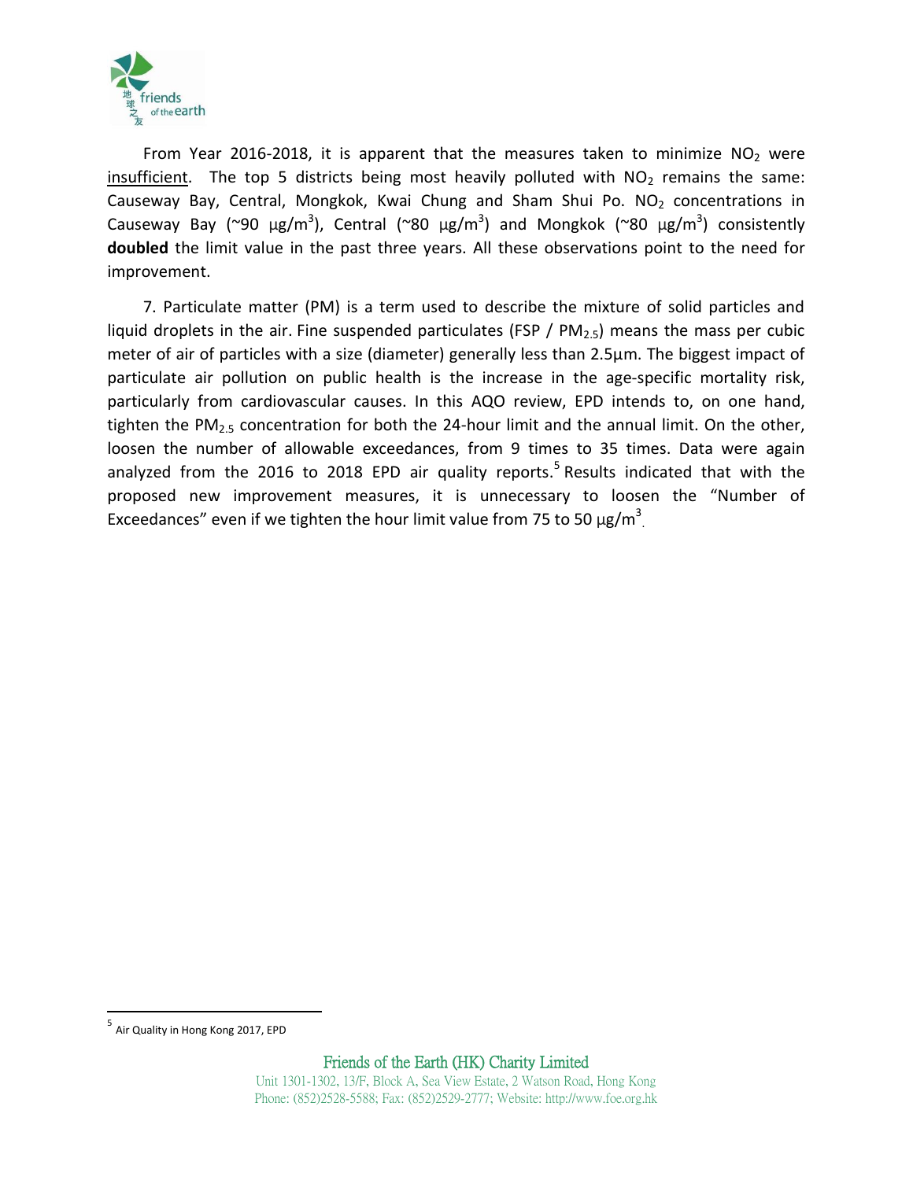From Year 2016-2018, it is apparent that the measures taken to minimize $NO_2$ were insufficient. The top 5 districts being most heavily polluted with $NO_2$ remains the same: Causeway Bay, Central, Mongkok, Kwai Chung and Sham Shui Po. $NO_2$ concentrations in Causeway Bay (~90 $\mu g/m^3$), Central (~80 $\mu g/m^3$) and Mongkok (~80 $\mu g/m^3$) consistently **doubled** the limit value in the past three years. All these observations point to the need for improvement.

7. Particulate matter (PM) is a term used to describe the mixture of solid particles and liquid droplets in the air. Fine suspended particulates (FSP / $PM_{2.5}$) means the mass per cubic meter of air of particles with a size (diameter) generally less than 2.5µm. The biggest impact of particulate air pollution on public health is the increase in the age-specific mortality risk, particularly from cardiovascular causes. In this AQO review, EPD intends to, on one hand, tighten the $PM_{2.5}$ concentration for both the 24-hour limit and the annual limit. On the other, loosen the number of allowable exceedances, from 9 times to 35 times. Data were again analyzed from the 2016 to 2018 EPD air quality reports.[5] Results indicated that with the proposed new improvement measures, it is unnecessary to loosen the "Number of Exceedances" even if we tighten the hour limit value from 75 to 50 $\mu g/m^3$.

[5] Air Quality in Hong Kong 2017, EPD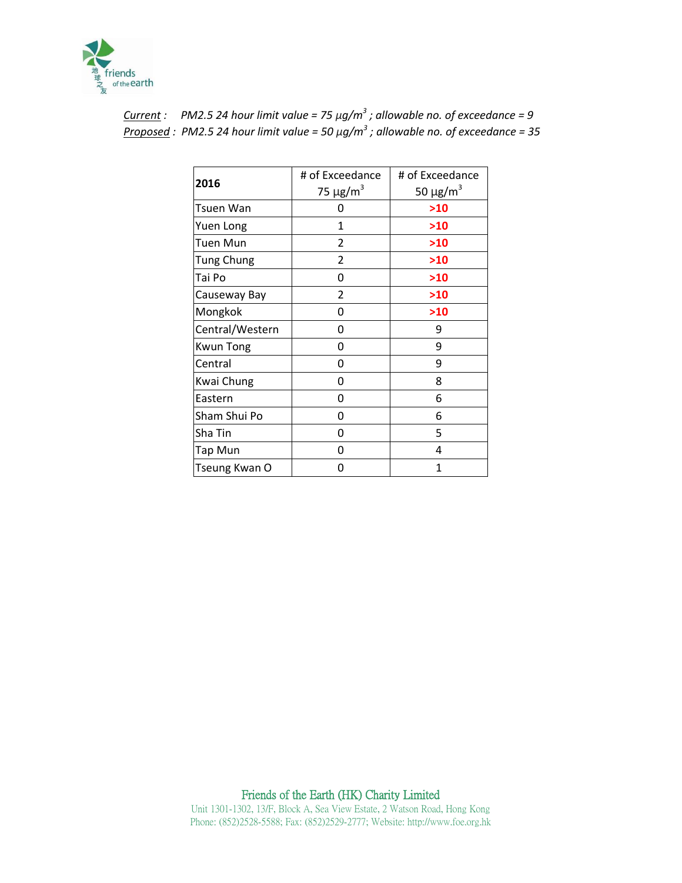*Current* : PM2.5 24 hour limit value = 75 µg/$m^3$ ; allowable no. of exceedance = 9

*Proposed* : PM2.5 24 hour limit value = 50 µg/$m^3$ ; allowable no. of exceedance = 35

| **2016** | # of Exceedance 75 µg/$m^3$ | # of Exceedance 50 µg/$m^3$ |
|---|---|---|
| Tsuen Wan | 0 | **>10** |
| Yuen Long | 1 | **>10** |
| Tuen Mun | 2 | **>10** |
| Tung Chung | 2 | **>10** |
| Tai Po | 0 | **>10** |
| Causeway Bay | 2 | **>10** |
| Mongkok | 0 | **>10** |
| Central/Western | 0 | 9 |
| Kwun Tong | 0 | 9 |
| Central | 0 | 9 |
| Kwai Chung | 0 | 8 |
| Eastern | 0 | 6 |
| Sham Shui Po | 0 | 6 |
| Sha Tin | 0 | 5 |
| Tap Mun | 0 | 4 |
| Tseung Kwan O | 0 | 1 |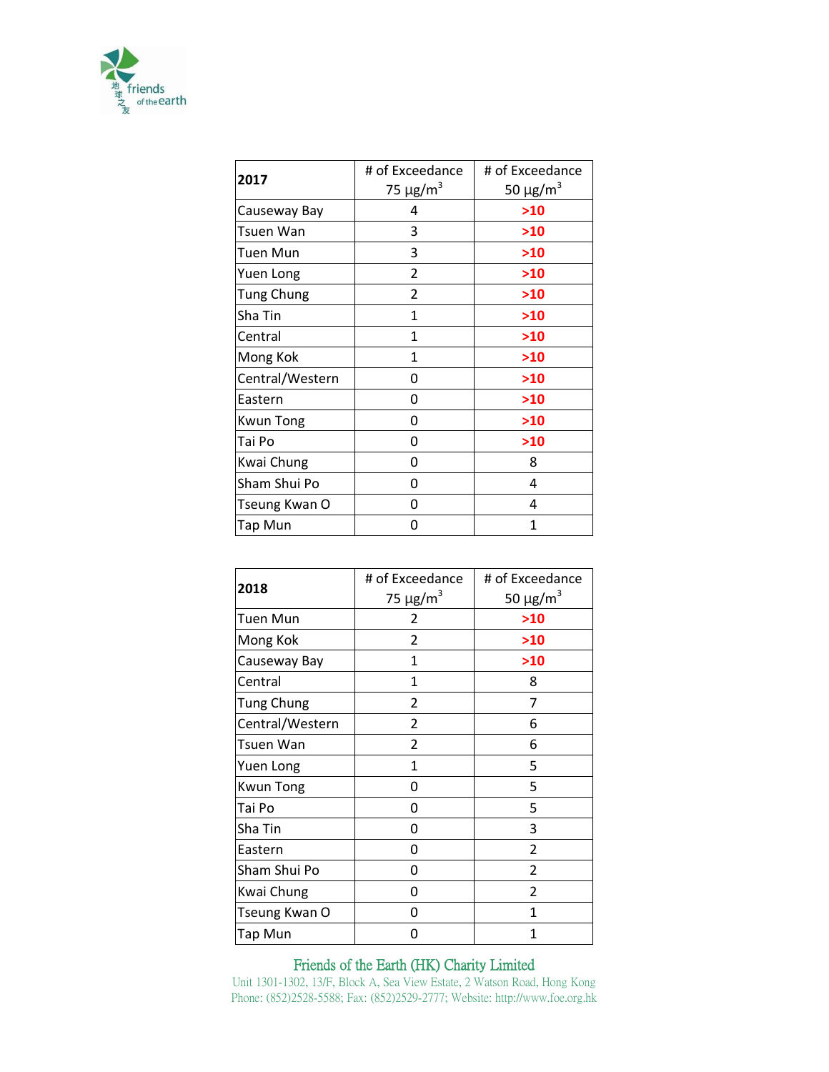| 2017 | # of Exceedance 75 μg/m$^3$ | # of Exceedance 50 μg/m$^3$ |
|---|---|---|
| Causeway Bay | 4 | **>10** |
| Tsuen Wan | 3 | **>10** |
| Tuen Mun | 3 | **>10** |
| Yuen Long | 2 | **>10** |
| Tung Chung | 2 | **>10** |
| Sha Tin | 1 | **>10** |
| Central | 1 | **>10** |
| Mong Kok | 1 | **>10** |
| Central/Western | 0 | **>10** |
| Eastern | 0 | **>10** |
| Kwun Tong | 0 | **>10** |
| Tai Po | 0 | **>10** |
| Kwai Chung | 0 | 8 |
| Sham Shui Po | 0 | 4 |
| Tseung Kwan O | 0 | 4 |
| Tap Mun | 0 | 1 |

| 2018 | # of Exceedance 75 μg/m$^3$ | # of Exceedance 50 μg/m$^3$ |
|---|---|---|
| Tuen Mun | 2 | **>10** |
| Mong Kok | 2 | **>10** |
| Causeway Bay | 1 | **>10** |
| Central | 1 | 8 |
| Tung Chung | 2 | 7 |
| Central/Western | 2 | 6 |
| Tsuen Wan | 2 | 6 |
| Yuen Long | 1 | 5 |
| Kwun Tong | 0 | 5 |
| Tai Po | 0 | 5 |
| Sha Tin | 0 | 3 |
| Eastern | 0 | 2 |
| Sham Shui Po | 0 | 2 |
| Kwai Chung | 0 | 2 |
| Tseung Kwan O | 0 | 1 |
| Tap Mun | 0 | 1 |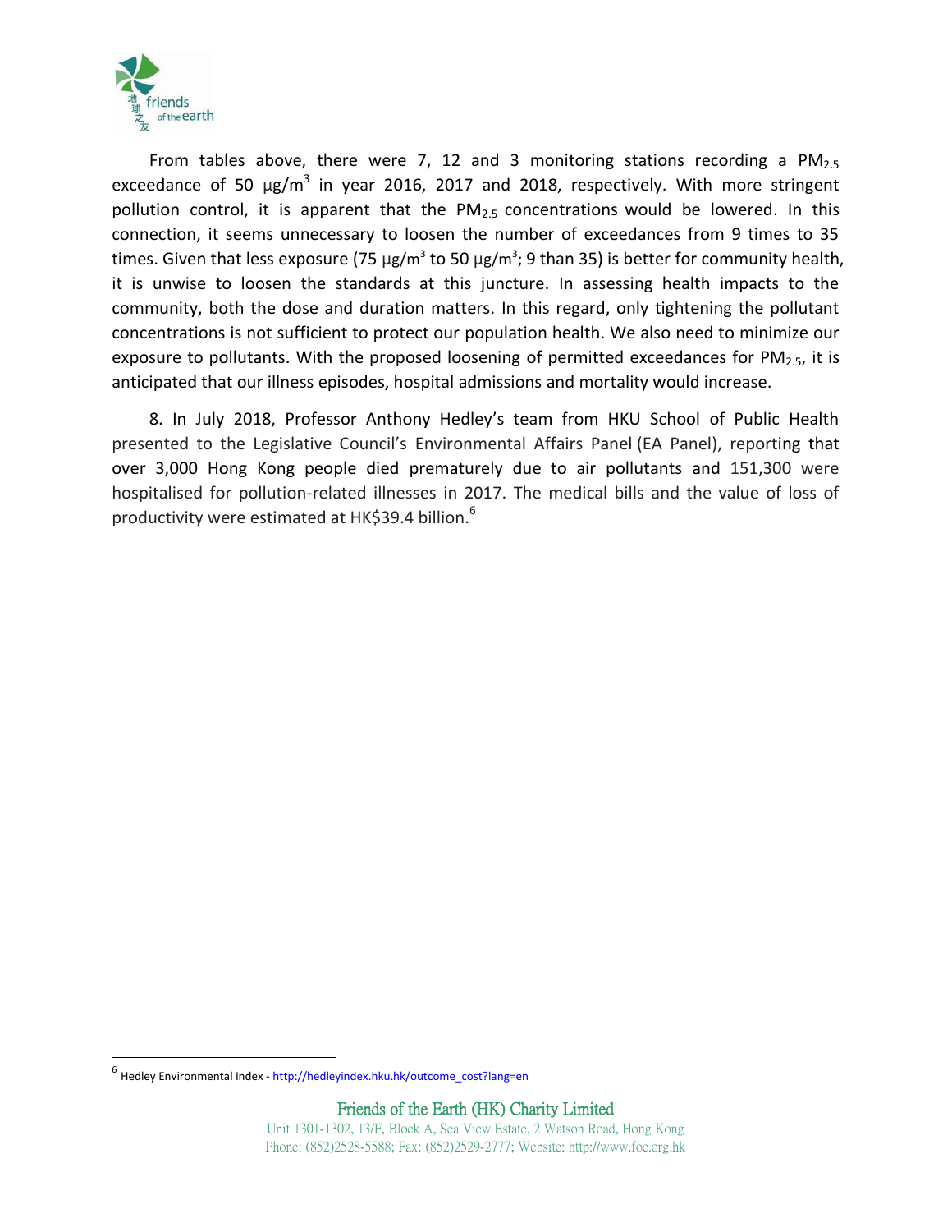From tables above, there were 7, 12 and 3 monitoring stations recording a $PM_{2.5}$ exceedance of 50 μg/m³ in year 2016, 2017 and 2018, respectively. With more stringent pollution control, it is apparent that the $PM_{2.5}$ concentrations would be lowered. In this connection, it seems unnecessary to loosen the number of exceedances from 9 times to 35 times. Given that less exposure (75 μg/m³ to 50 μg/m³; 9 than 35) is better for community health, it is unwise to loosen the standards at this juncture. In assessing health impacts to the community, both the dose and duration matters. In this regard, only tightening the pollutant concentrations is not sufficient to protect our population health. We also need to minimize our exposure to pollutants. With the proposed loosening of permitted exceedances for $PM_{2.5}$, it is anticipated that our illness episodes, hospital admissions and mortality would increase.

8. In July 2018, Professor Anthony Hedley's team from HKU School of Public Health presented to the Legislative Council's Environmental Affairs Panel (EA Panel), reporting that over 3,000 Hong Kong people died prematurely due to air pollutants and 151,300 were hospitalised for pollution-related illnesses in 2017. The medical bills and the value of loss of productivity were estimated at HK$39.4 billion.[6]

[6] Hedley Environmental Index - http://hedleyindex.hku.hk/outcome_cost?lang=en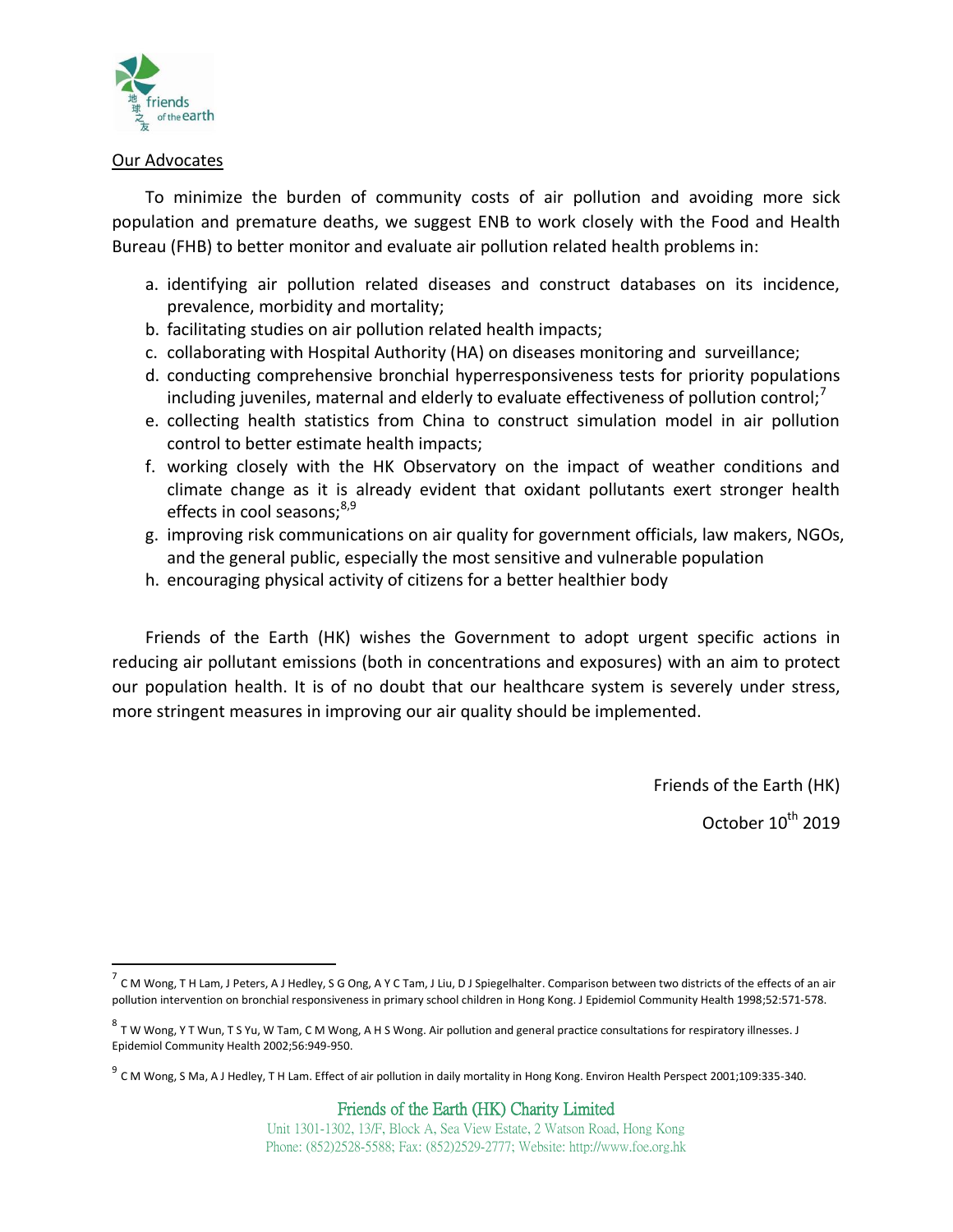Our Advocates

To minimize the burden of community costs of air pollution and avoiding more sick population and premature deaths, we suggest ENB to work closely with the Food and Health Bureau (FHB) to better monitor and evaluate air pollution related health problems in:

a. identifying air pollution related diseases and construct databases on its incidence, prevalence, morbidity and mortality;
b. facilitating studies on air pollution related health impacts;
c. collaborating with Hospital Authority (HA) on diseases monitoring and surveillance;
d. conducting comprehensive bronchial hyperresponsiveness tests for priority populations including juveniles, maternal and elderly to evaluate effectiveness of pollution control;[7]
e. collecting health statistics from China to construct simulation model in air pollution control to better estimate health impacts;
f. working closely with the HK Observatory on the impact of weather conditions and climate change as it is already evident that oxidant pollutants exert stronger health effects in cool seasons;[8,9]
g. improving risk communications on air quality for government officials, law makers, NGOs, and the general public, especially the most sensitive and vulnerable population
h. encouraging physical activity of citizens for a better healthier body

Friends of the Earth (HK) wishes the Government to adopt urgent specific actions in reducing air pollutant emissions (both in concentrations and exposures) with an aim to protect our population health. It is of no doubt that our healthcare system is severely under stress, more stringent measures in improving our air quality should be implemented.

Friends of the Earth (HK)

October 10th 2019

---

[7] C M Wong, T H Lam, J Peters, A J Hedley, S G Ong, A Y C Tam, J Liu, D J Spiegelhalter. Comparison between two districts of the effects of an air pollution intervention on bronchial responsiveness in primary school children in Hong Kong. J Epidemiol Community Health 1998;52:571-578.

[8] T W Wong, Y T Wun, T S Yu, W Tam, C M Wong, A H S Wong. Air pollution and general practice consultations for respiratory illnesses. J Epidemiol Community Health 2002;56:949-950.

[9] C M Wong, S Ma, A J Hedley, T H Lam. Effect of air pollution in daily mortality in Hong Kong. Environ Health Perspect 2001;109:335-340.